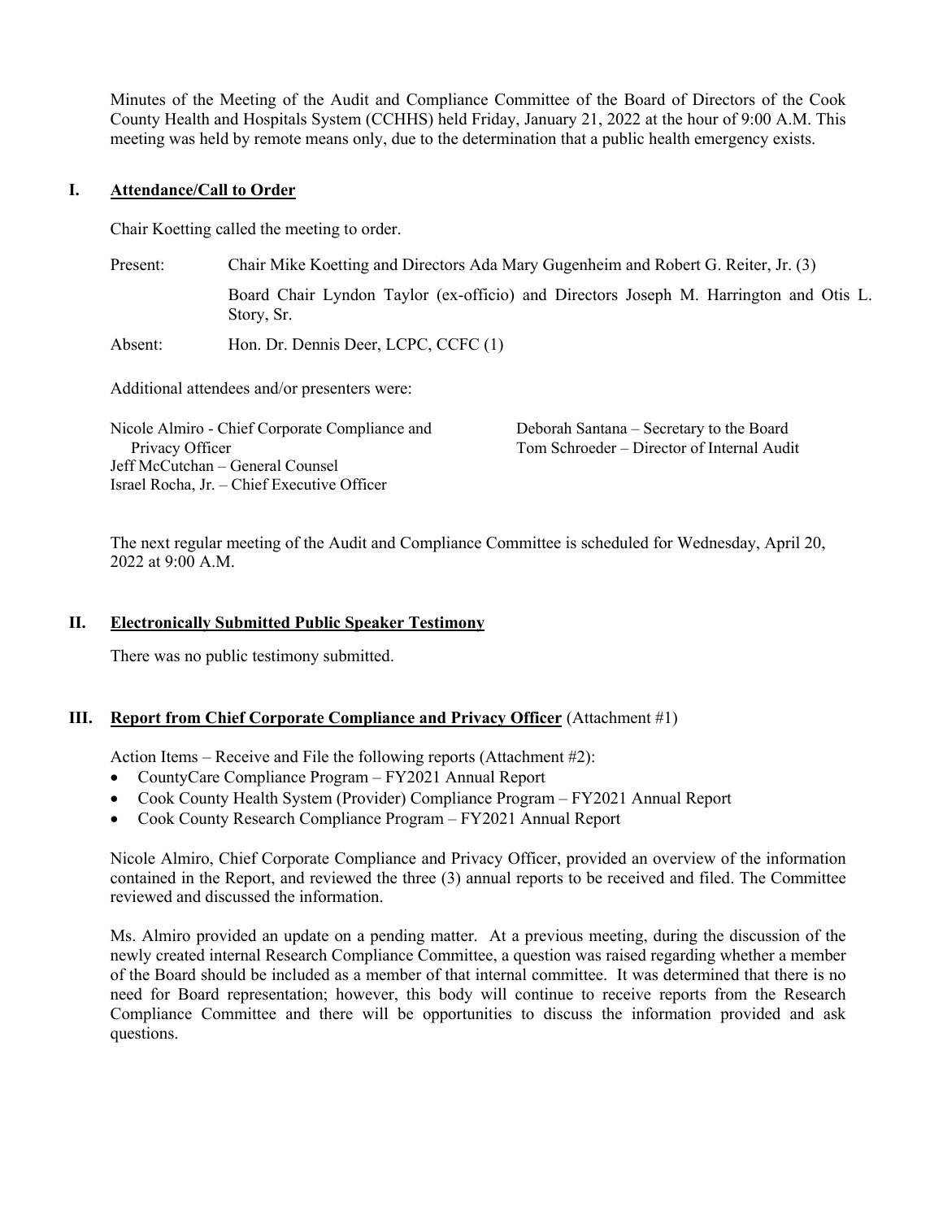Minutes of the Meeting of the Audit and Compliance Committee of the Board of Directors of the Cook County Health and Hospitals System (CCHHS) held Friday, January 21, 2022 at the hour of 9:00 A.M. This meeting was held by remote means only, due to the determination that a public health emergency exists.

## I. **Attendance/Call to Order**

Chair Koetting called the meeting to order.

Present: Chair Mike Koetting and Directors Ada Mary Gugenheim and Robert G. Reiter, Jr. (3)

Board Chair Lyndon Taylor (ex-officio) and Directors Joseph M. Harrington and Otis L. Story, Sr.

Absent: Hon. Dr. Dennis Deer, LCPC, CCFC (1)

Additional attendees and/or presenters were:

Nicole Almiro - Chief Corporate Compliance and Privacy Officer
Jeff McCutchan – General Counsel
Israel Rocha, Jr. – Chief Executive Officer
Deborah Santana – Secretary to the Board
Tom Schroeder – Director of Internal Audit

The next regular meeting of the Audit and Compliance Committee is scheduled for Wednesday, April 20, 2022 at 9:00 A.M.

## II. **Electronically Submitted Public Speaker Testimony**

There was no public testimony submitted.

## III. **Report from Chief Corporate Compliance and Privacy Officer** (Attachment #1)

Action Items – Receive and File the following reports (Attachment #2):

- CountyCare Compliance Program – FY2021 Annual Report
- Cook County Health System (Provider) Compliance Program – FY2021 Annual Report
- Cook County Research Compliance Program – FY2021 Annual Report

Nicole Almiro, Chief Corporate Compliance and Privacy Officer, provided an overview of the information contained in the Report, and reviewed the three (3) annual reports to be received and filed. The Committee reviewed and discussed the information.

Ms. Almiro provided an update on a pending matter. At a previous meeting, during the discussion of the newly created internal Research Compliance Committee, a question was raised regarding whether a member of the Board should be included as a member of that internal committee. It was determined that there is no need for Board representation; however, this body will continue to receive reports from the Research Compliance Committee and there will be opportunities to discuss the information provided and ask questions.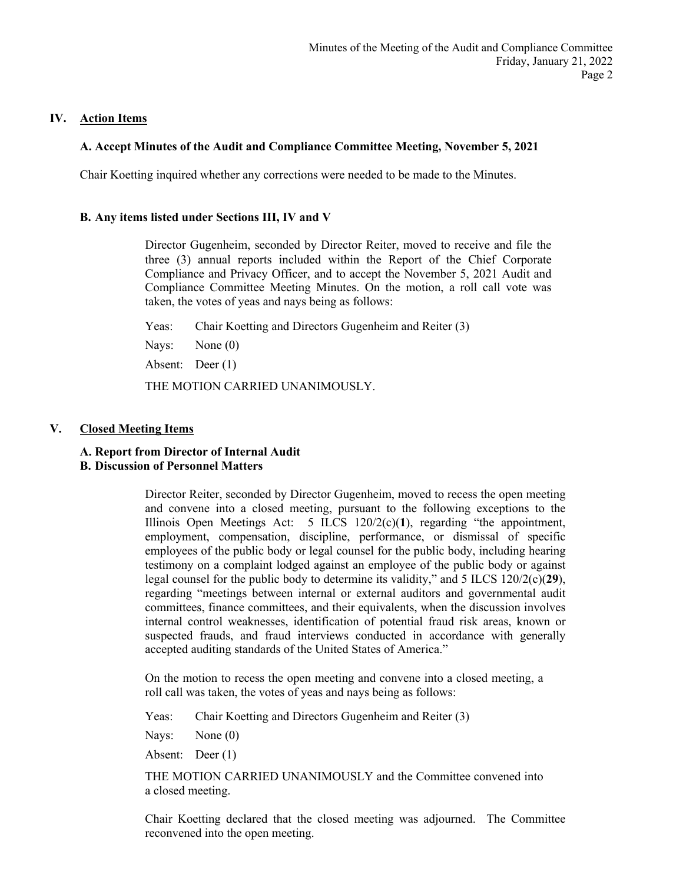## IV. Action Items

### A. Accept Minutes of the Audit and Compliance Committee Meeting, November 5, 2021

Chair Koetting inquired whether any corrections were needed to be made to the Minutes.

### B. Any items listed under Sections III, IV and V

Director Gugenheim, seconded by Director Reiter, moved to receive and file the three (3) annual reports included within the Report of the Chief Corporate Compliance and Privacy Officer, and to accept the November 5, 2021 Audit and Compliance Committee Meeting Minutes. On the motion, a roll call vote was taken, the votes of yeas and nays being as follows:

Yeas: Chair Koetting and Directors Gugenheim and Reiter (3)

Nays: None (0)

Absent: Deer (1)

THE MOTION CARRIED UNANIMOUSLY.

## V. Closed Meeting Items

### A. Report from Director of Internal Audit
### B. Discussion of Personnel Matters

Director Reiter, seconded by Director Gugenheim, moved to recess the open meeting and convene into a closed meeting, pursuant to the following exceptions to the Illinois Open Meetings Act: 5 ILCS 120/2(c)(**1**), regarding "the appointment, employment, compensation, discipline, performance, or dismissal of specific employees of the public body or legal counsel for the public body, including hearing testimony on a complaint lodged against an employee of the public body or against legal counsel for the public body to determine its validity," and 5 ILCS 120/2(c)(**29**), regarding "meetings between internal or external auditors and governmental audit committees, finance committees, and their equivalents, when the discussion involves internal control weaknesses, identification of potential fraud risk areas, known or suspected frauds, and fraud interviews conducted in accordance with generally accepted auditing standards of the United States of America."

On the motion to recess the open meeting and convene into a closed meeting, a roll call was taken, the votes of yeas and nays being as follows:

Yeas: Chair Koetting and Directors Gugenheim and Reiter (3)

Nays: None (0)

Absent: Deer (1)

THE MOTION CARRIED UNANIMOUSLY and the Committee convened into a closed meeting.

Chair Koetting declared that the closed meeting was adjourned. The Committee reconvened into the open meeting.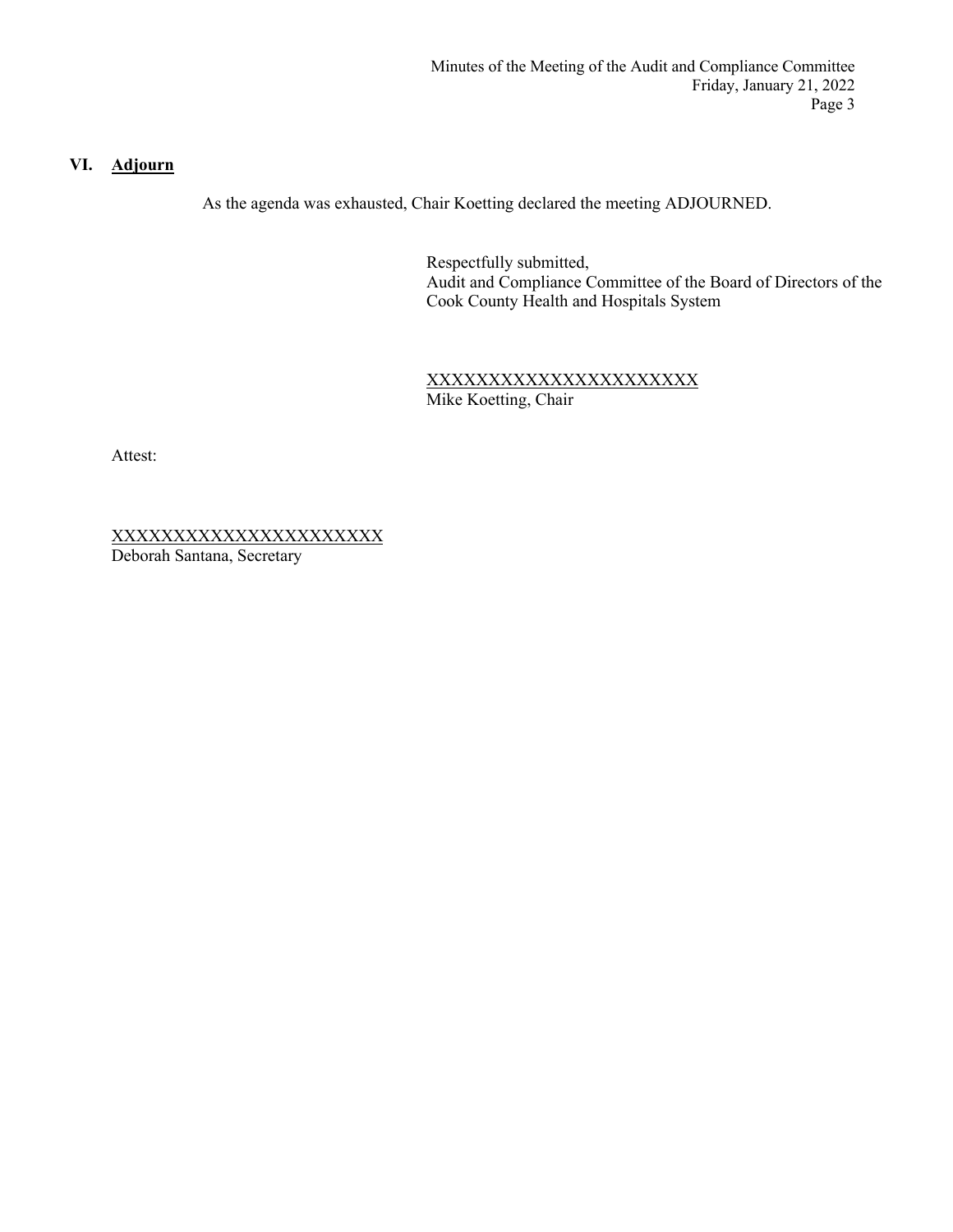## VI. Adjourn

As the agenda was exhausted, Chair Koetting declared the meeting ADJOURNED.

Respectfully submitted,
Audit and Compliance Committee of the Board of Directors of the Cook County Health and Hospitals System

XXXXXXXXXXXXXXXXXXXXXX
Mike Koetting, Chair

Attest:

XXXXXXXXXXXXXXXXXXXXXX
Deborah Santana, Secretary